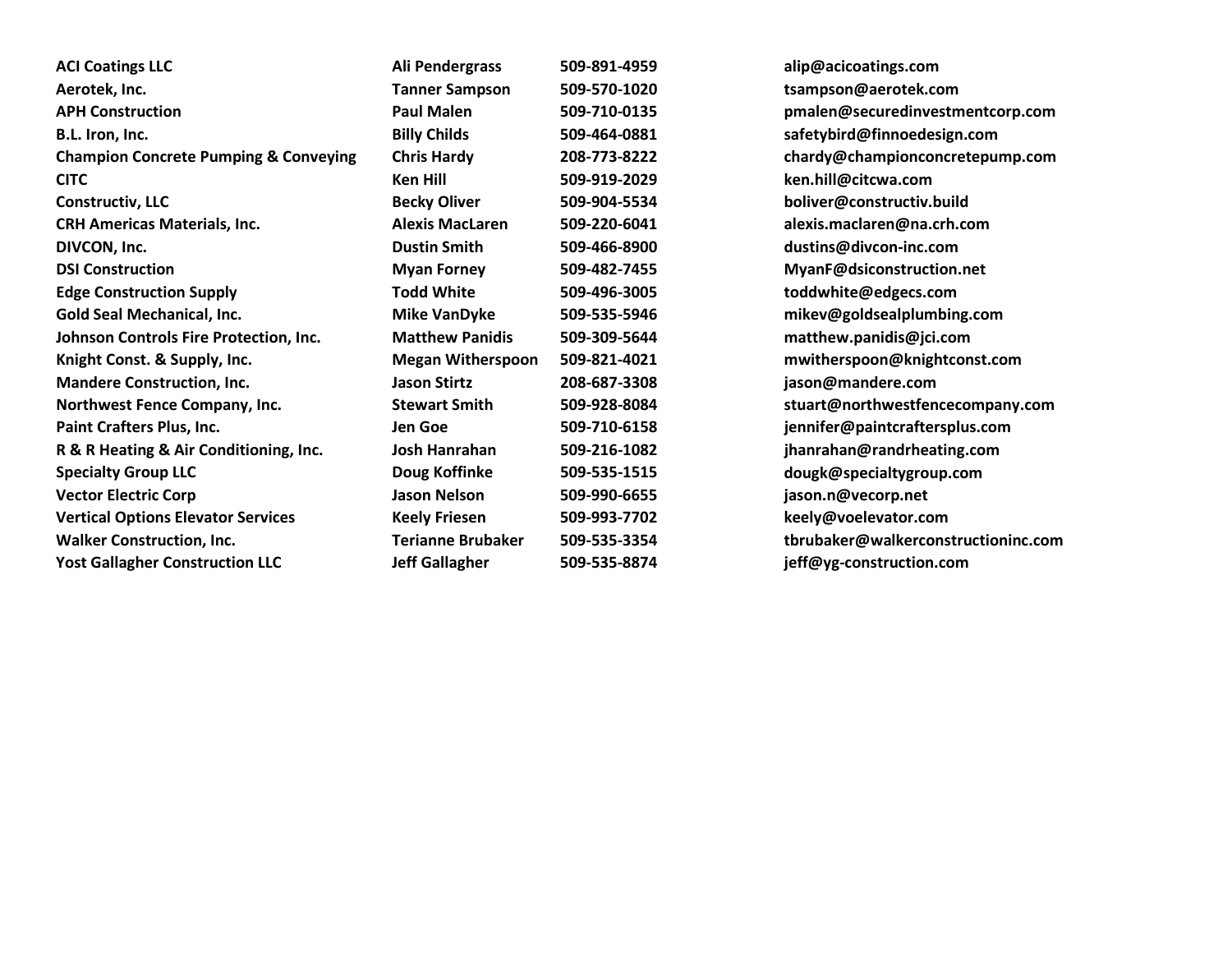| | | | |
|---|---|---|---|
| **ACI Coatings LLC** | **Ali Pendergrass** | **509-891-4959** | **alip@acicoatings.com** |
| **Aerotek, Inc.** | **Tanner Sampson** | **509-570-1020** | **tsampson@aerotek.com** |
| **APH Construction** | **Paul Malen** | **509-710-0135** | **pmalen@securedinvestmentcorp.com** |
| **B.L. Iron, Inc.** | **Billy Childs** | **509-464-0881** | **safetybird@finnoedesign.com** |
| **Champion Concrete Pumping & Conveying** | **Chris Hardy** | **208-773-8222** | **chardy@championconcretepump.com** |
| **CITC** | **Ken Hill** | **509-919-2029** | **ken.hill@citcwa.com** |
| **Constructiv, LLC** | **Becky Oliver** | **509-904-5534** | **boliver@constructiv.build** |
| **CRH Americas Materials, Inc.** | **Alexis MacLaren** | **509-220-6041** | **alexis.maclaren@na.crh.com** |
| **DIVCON, Inc.** | **Dustin Smith** | **509-466-8900** | **dustins@divcon-inc.com** |
| **DSI Construction** | **Myan Forney** | **509-482-7455** | **MyanF@dsiconstruction.net** |
| **Edge Construction Supply** | **Todd White** | **509-496-3005** | **toddwhite@edgecs.com** |
| **Gold Seal Mechanical, Inc.** | **Mike VanDyke** | **509-535-5946** | **mikev@goldsealplumbing.com** |
| **Johnson Controls Fire Protection, Inc.** | **Matthew Panidis** | **509-309-5644** | **matthew.panidis@jci.com** |
| **Knight Const. & Supply, Inc.** | **Megan Witherspoon** | **509-821-4021** | **mwitherspoon@knightconst.com** |
| **Mandere Construction, Inc.** | **Jason Stirtz** | **208-687-3308** | **jason@mandere.com** |
| **Northwest Fence Company, Inc.** | **Stewart Smith** | **509-928-8084** | **stuart@northwestfencecompany.com** |
| **Paint Crafters Plus, Inc.** | **Jen Goe** | **509-710-6158** | **jennifer@paintcraftersplus.com** |
| **R & R Heating & Air Conditioning, Inc.** | **Josh Hanrahan** | **509-216-1082** | **jhanrahan@randrheating.com** |
| **Specialty Group LLC** | **Doug Koffinke** | **509-535-1515** | **dougk@specialtygroup.com** |
| **Vector Electric Corp** | **Jason Nelson** | **509-990-6655** | **jason.n@vecorp.net** |
| **Vertical Options Elevator Services** | **Keely Friesen** | **509-993-7702** | **keely@voelevator.com** |
| **Walker Construction, Inc.** | **Terianne Brubaker** | **509-535-3354** | **tbrubaker@walkerconstructioninc.com** |
| **Yost Gallagher Construction LLC** | **Jeff Gallagher** | **509-535-8874** | **jeff@yg-construction.com** |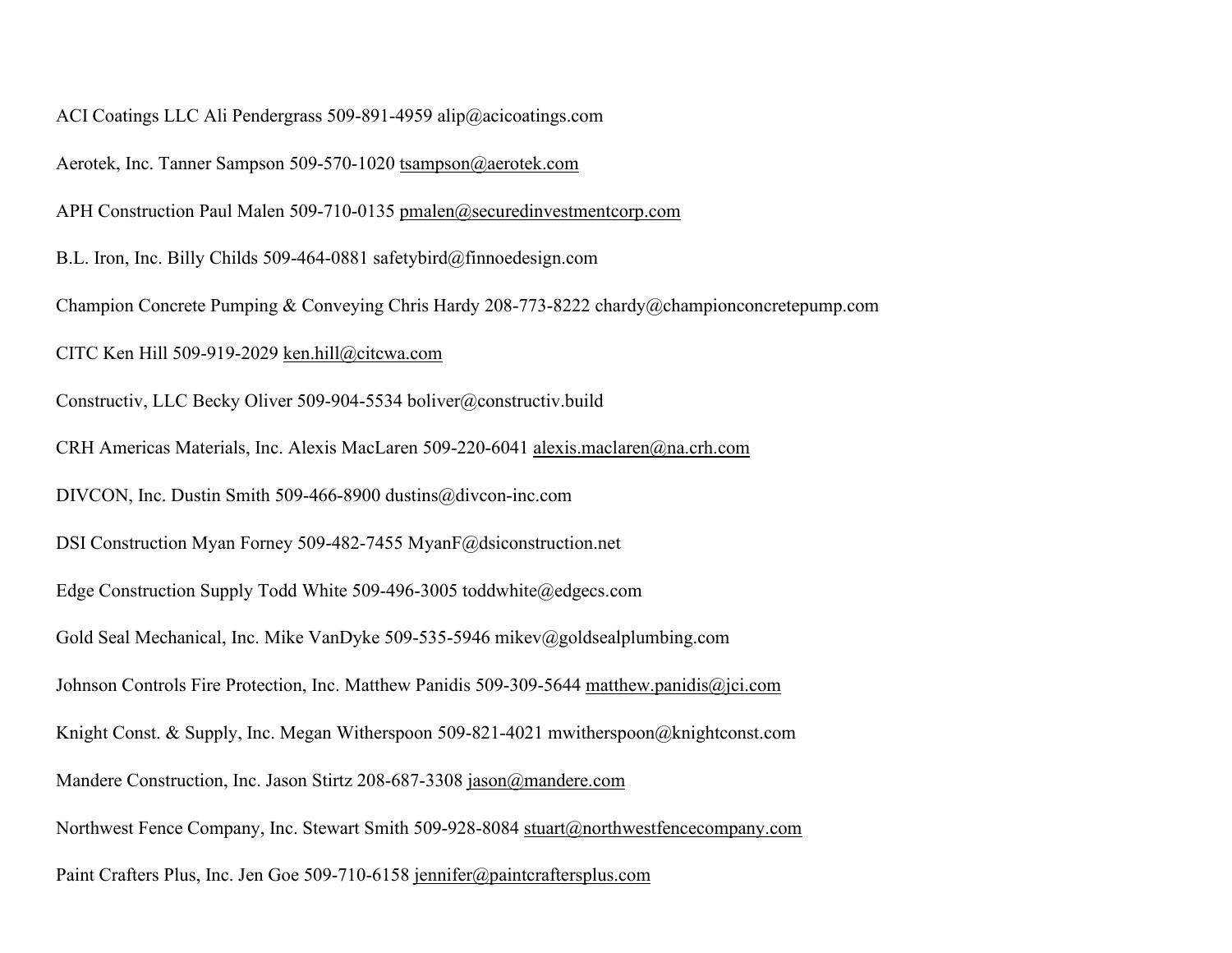ACI Coatings LLC Ali Pendergrass 509-891-4959 alip@acicoatings.com

Aerotek, Inc. Tanner Sampson 509-570-1020 tsampson@aerotek.com

APH Construction Paul Malen 509-710-0135 pmalen@securedinvestmentcorp.com

B.L. Iron, Inc. Billy Childs 509-464-0881 safetybird@finnoedesign.com

Champion Concrete Pumping & Conveying Chris Hardy 208-773-8222 chardy@championconcretepump.com

CITC Ken Hill 509-919-2029 ken.hill@citcwa.com

Constructiv, LLC Becky Oliver 509-904-5534 boliver@constructiv.build

CRH Americas Materials, Inc. Alexis MacLaren 509-220-6041 alexis.maclaren@na.crh.com

DIVCON, Inc. Dustin Smith 509-466-8900 dustins@divcon-inc.com

DSI Construction Myan Forney 509-482-7455 MyanF@dsiconstruction.net

Edge Construction Supply Todd White 509-496-3005 toddwhite@edgecs.com

Gold Seal Mechanical, Inc. Mike VanDyke 509-535-5946 mikev@goldsealplumbing.com

Johnson Controls Fire Protection, Inc. Matthew Panidis 509-309-5644 matthew.panidis@jci.com

Knight Const. & Supply, Inc. Megan Witherspoon 509-821-4021 mwitherspoon@knightconst.com

Mandere Construction, Inc. Jason Stirtz 208-687-3308 jason@mandere.com

Northwest Fence Company, Inc. Stewart Smith 509-928-8084 stuart@northwestfencecompany.com

Paint Crafters Plus, Inc. Jen Goe 509-710-6158 jennifer@paintcraftersplus.com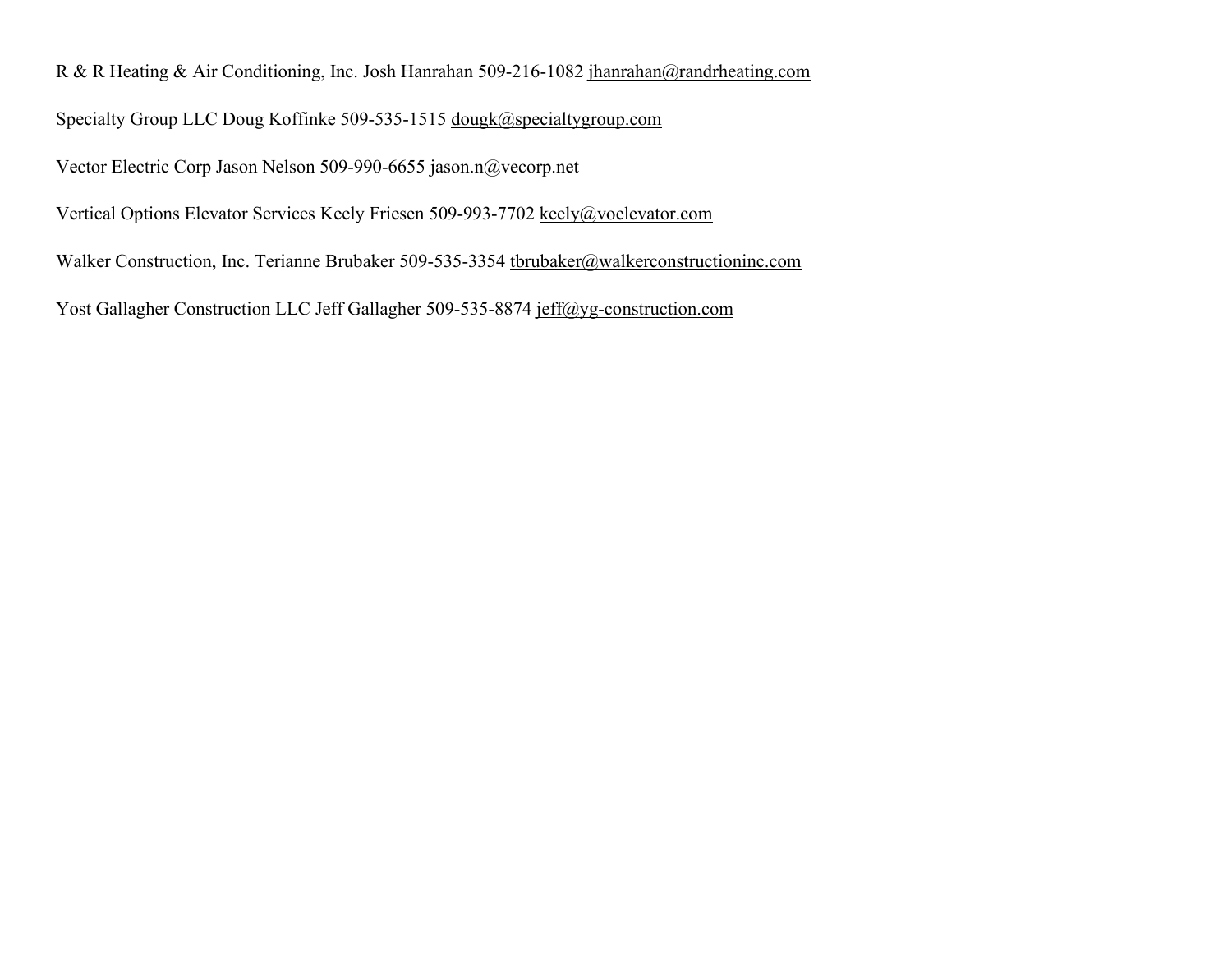R & R Heating & Air Conditioning, Inc. Josh Hanrahan 509-216-1082 jhanrahan@randrheating.com

Specialty Group LLC Doug Koffinke 509-535-1515 dougk@specialtygroup.com

Vector Electric Corp Jason Nelson 509-990-6655 jason.n@vecorp.net

Vertical Options Elevator Services Keely Friesen 509-993-7702 keely@voelevator.com

Walker Construction, Inc. Terianne Brubaker 509-535-3354 tbrubaker@walkerconstructioninc.com

Yost Gallagher Construction LLC Jeff Gallagher 509-535-8874 jeff@yg-construction.com